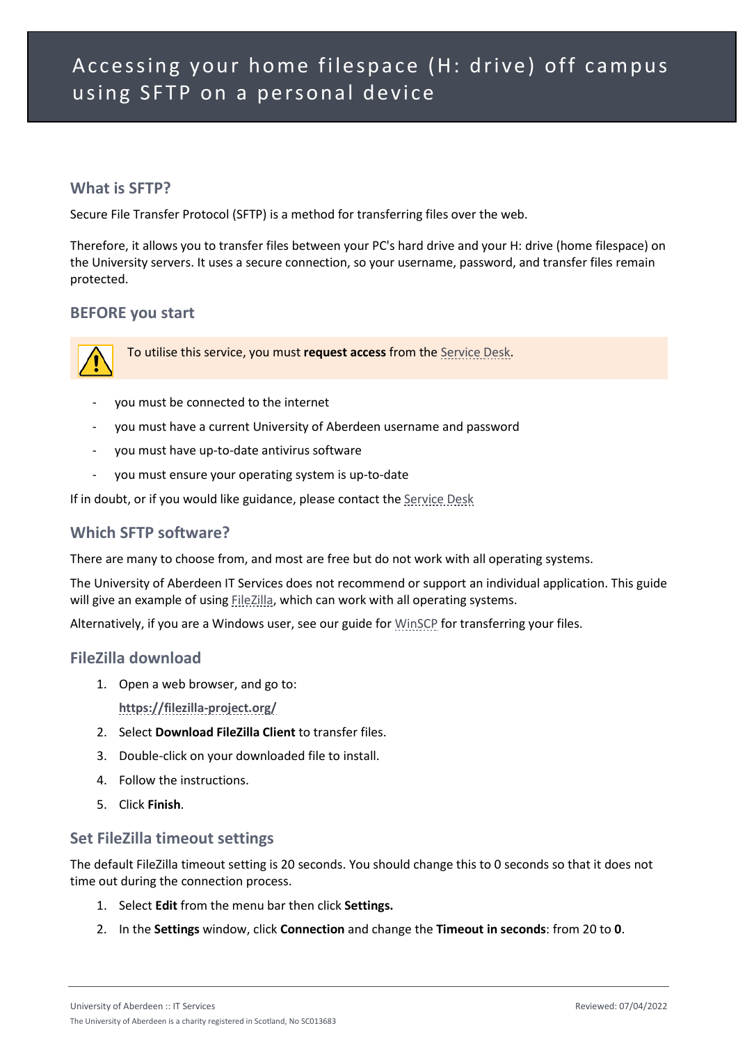# Accessing your home filespace (H: drive) off campus using SFTP on a personal device

## What is SFTP?

Secure File Transfer Protocol (SFTP) is a method for transferring files over the web.

Therefore, it allows you to transfer files between your PC's hard drive and your H: drive (home filespace) on the University servers. It uses a secure connection, so your username, password, and transfer files remain protected.

## BEFORE you start

To utilise this service, you must **request access** from the Service Desk.

- you must be connected to the internet
- you must have a current University of Aberdeen username and password
- you must have up-to-date antivirus software
- you must ensure your operating system is up-to-date

If in doubt, or if you would like guidance, please contact the Service Desk

## Which SFTP software?

There are many to choose from, and most are free but do not work with all operating systems.

The University of Aberdeen IT Services does not recommend or support an individual application. This guide will give an example of using FileZilla, which can work with all operating systems.

Alternatively, if you are a Windows user, see our guide for WinSCP for transferring your files.

## FileZilla download

1. Open a web browser, and go to:

   **https://filezilla-project.org/**

2. Select **Download FileZilla Client** to transfer files.
3. Double-click on your downloaded file to install.
4. Follow the instructions.
5. Click **Finish**.

## Set FileZilla timeout settings

The default FileZilla timeout setting is 20 seconds. You should change this to 0 seconds so that it does not time out during the connection process.

1. Select **Edit** from the menu bar then click **Settings.**
2. In the **Settings** window, click **Connection** and change the **Timeout in seconds**: from 20 to **0**.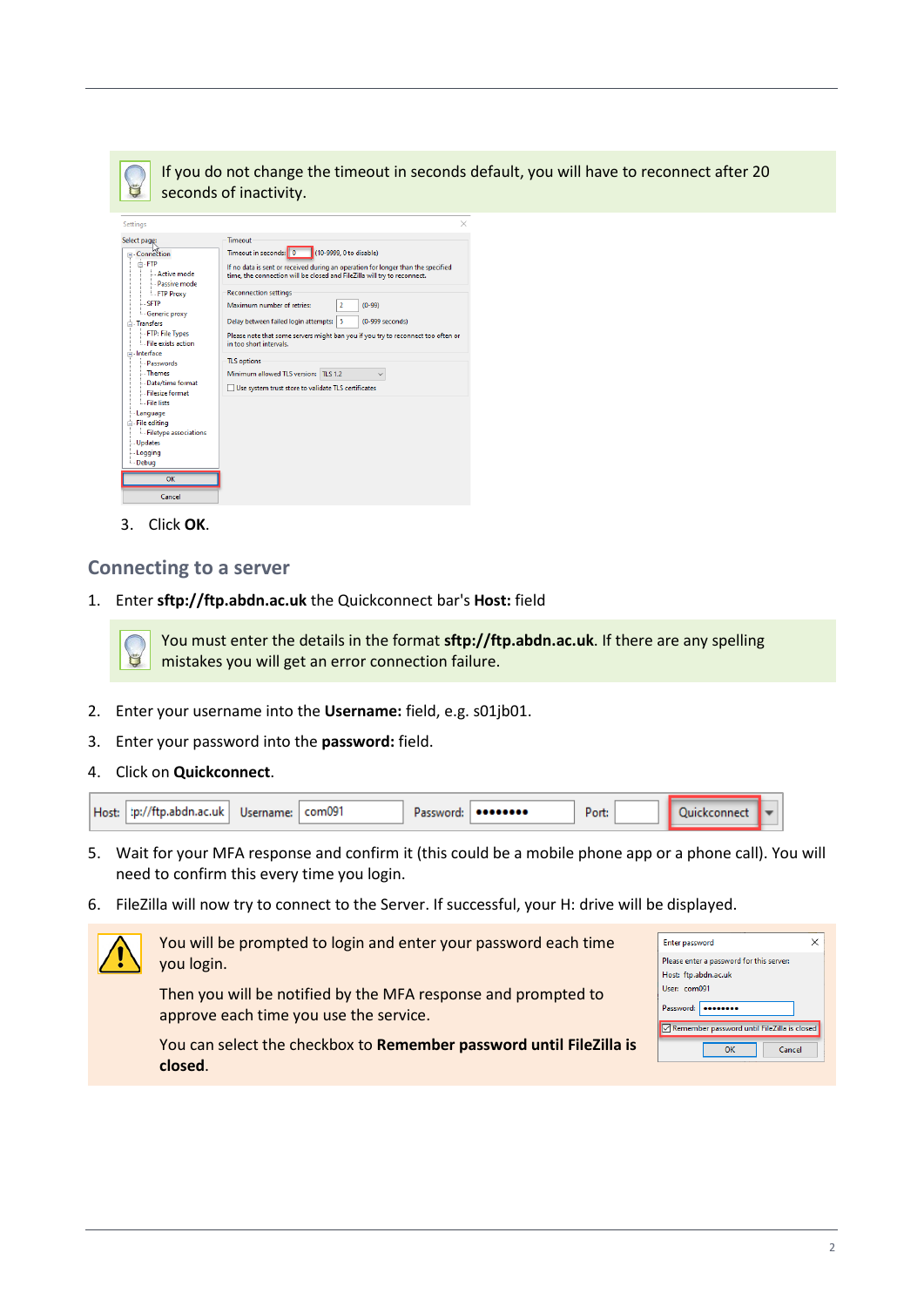If you do not change the timeout in seconds default, you will have to reconnect after 20 seconds of inactivity.

3. Click **OK**.

## Connecting to a server

1. Enter **sftp://ftp.abdn.ac.uk** the Quickconnect bar's **Host:** field

You must enter the details in the format **sftp://ftp.abdn.ac.uk**. If there are any spelling mistakes you will get an error connection failure.

2. Enter your username into the **Username:** field, e.g. s01jb01.
3. Enter your password into the **password:** field.
4. Click on **Quickconnect**.
5. Wait for your MFA response and confirm it (this could be a mobile phone app or a phone call). You will need to confirm this every time you login.
6. FileZilla will now try to connect to the Server. If successful, your H: drive will be displayed.

You will be prompted to login and enter your password each time you login.

Then you will be notified by the MFA response and prompted to approve each time you use the service.

You can select the checkbox to **Remember password until FileZilla is closed**.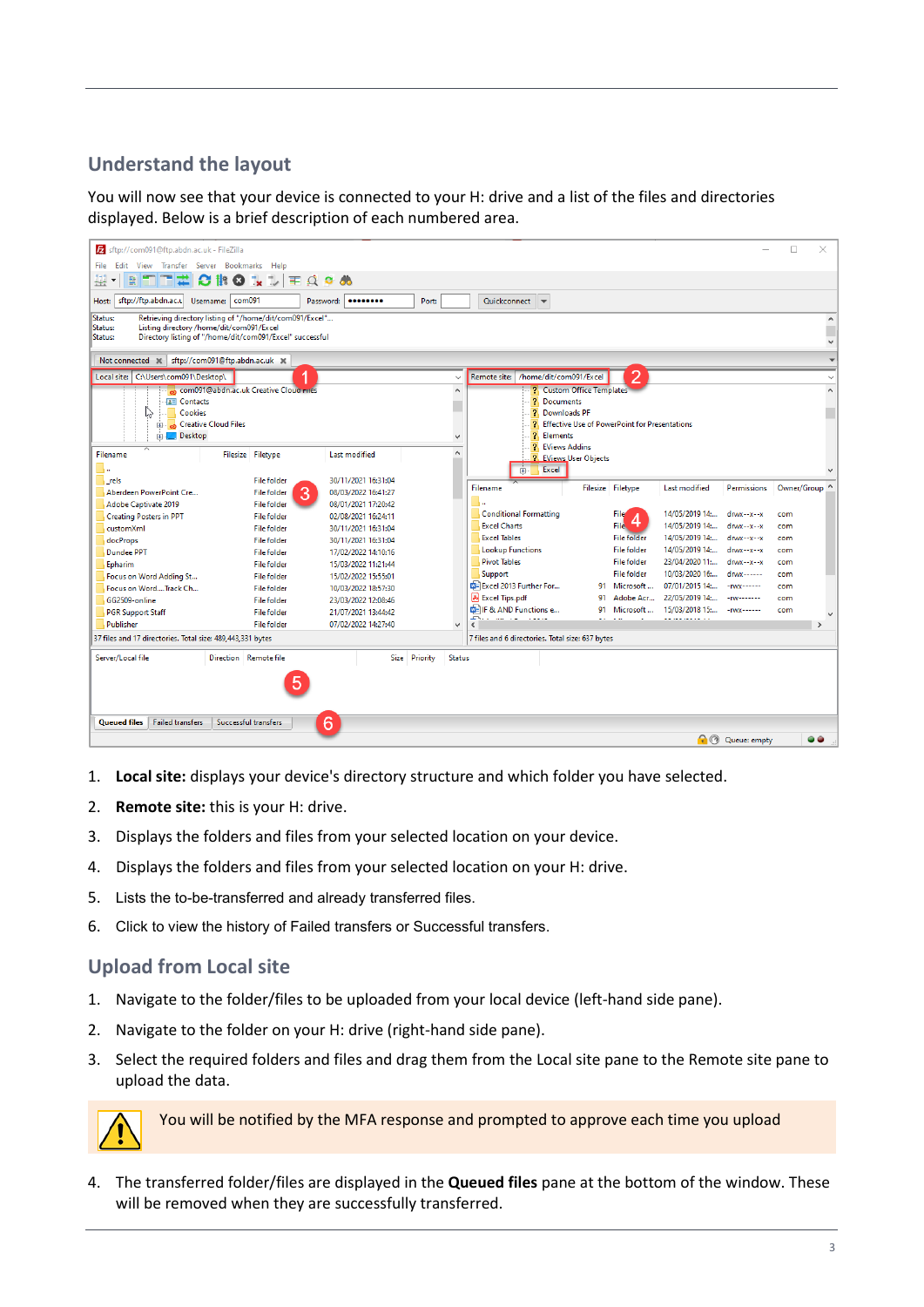## Understand the layout

You will now see that your device is connected to your H: drive and a list of the files and directories displayed. Below is a brief description of each numbered area.

1. **Local site:** displays your device's directory structure and which folder you have selected.
2. **Remote site:** this is your H: drive.
3. Displays the folders and files from your selected location on your device.
4. Displays the folders and files from your selected location on your H: drive.
5. Lists the to-be-transferred and already transferred files.
6. Click to view the history of Failed transfers or Successful transfers.

## Upload from Local site

1. Navigate to the folder/files to be uploaded from your local device (left-hand side pane).
2. Navigate to the folder on your H: drive (right-hand side pane).
3. Select the required folders and files and drag them from the Local site pane to the Remote site pane to upload the data.

You will be notified by the MFA response and prompted to approve each time you upload

4. The transferred folder/files are displayed in the **Queued files** pane at the bottom of the window. These will be removed when they are successfully transferred.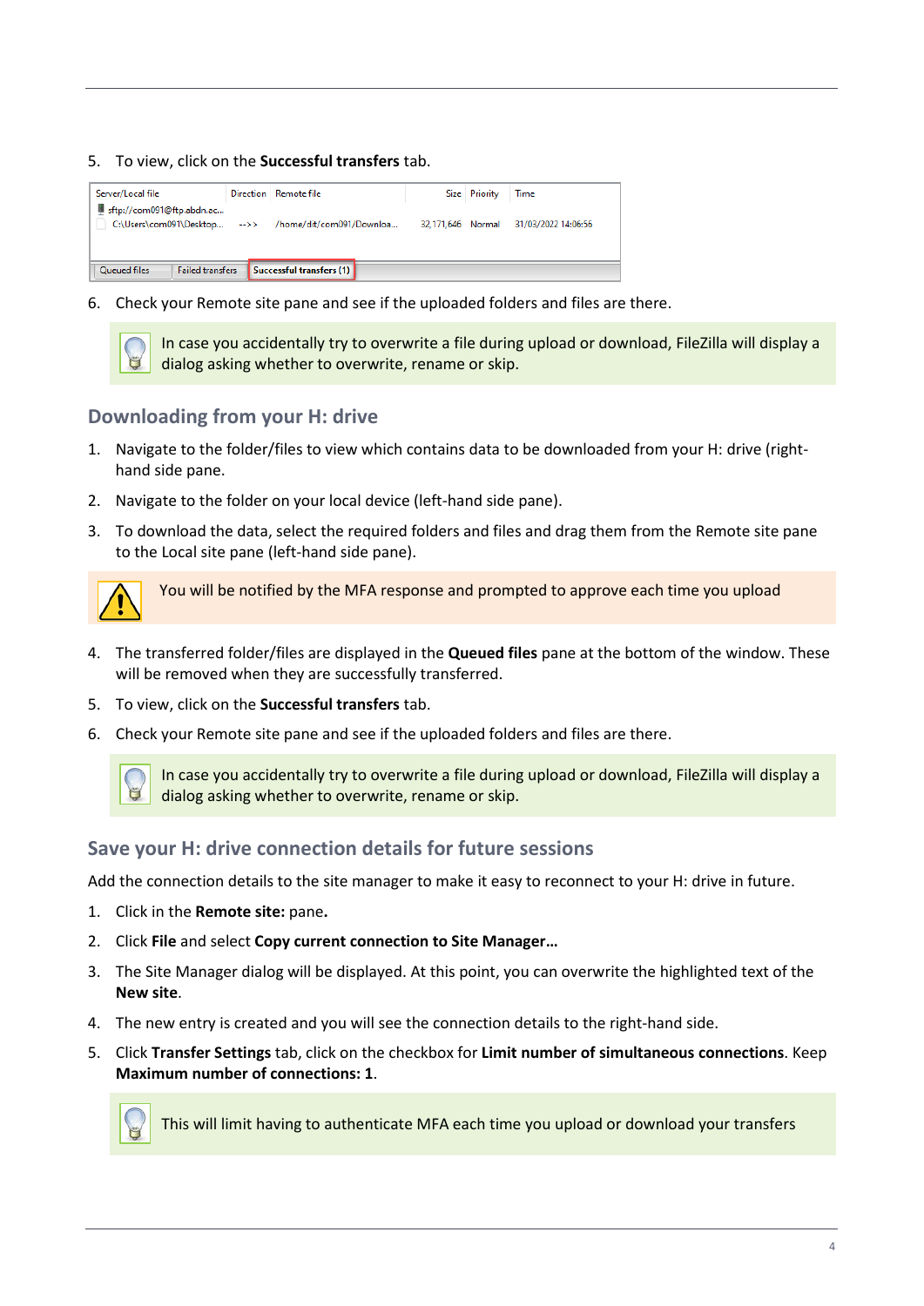5. To view, click on the **Successful transfers** tab.

6. Check your Remote site pane and see if the uploaded folders and files are there.

In case you accidentally try to overwrite a file during upload or download, FileZilla will display a dialog asking whether to overwrite, rename or skip.

## Downloading from your H: drive

1. Navigate to the folder/files to view which contains data to be downloaded from your H: drive (right-hand side pane).
2. Navigate to the folder on your local device (left-hand side pane).
3. To download the data, select the required folders and files and drag them from the Remote site pane to the Local site pane (left-hand side pane).

You will be notified by the MFA response and prompted to approve each time you upload

4. The transferred folder/files are displayed in the **Queued files** pane at the bottom of the window. These will be removed when they are successfully transferred.
5. To view, click on the **Successful transfers** tab.
6. Check your Remote site pane and see if the uploaded folders and files are there.

In case you accidentally try to overwrite a file during upload or download, FileZilla will display a dialog asking whether to overwrite, rename or skip.

## Save your H: drive connection details for future sessions

Add the connection details to the site manager to make it easy to reconnect to your H: drive in future.

1. Click in the **Remote site:** pane**.**
2. Click **File** and select **Copy current connection to Site Manager…**
3. The Site Manager dialog will be displayed. At this point, you can overwrite the highlighted text of the **New site**.
4. The new entry is created and you will see the connection details to the right-hand side.
5. Click **Transfer Settings** tab, click on the checkbox for **Limit number of simultaneous connections**. Keep **Maximum number of connections: 1**.

This will limit having to authenticate MFA each time you upload or download your transfers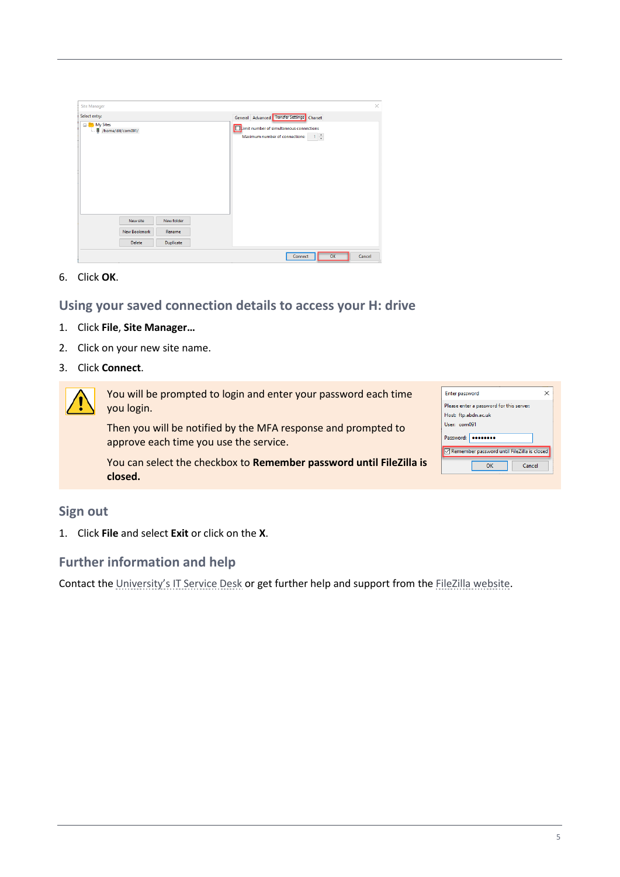6. Click **OK**.

## Using your saved connection details to access your H: drive

1. Click **File**, **Site Manager…**
2. Click on your new site name.
3. Click **Connect**.

You will be prompted to login and enter your password each time you login.

Then you will be notified by the MFA response and prompted to approve each time you use the service.

You can select the checkbox to **Remember password until FileZilla is closed.**

## Sign out

1. Click **File** and select **Exit** or click on the **X**.

## Further information and help

Contact the University's IT Service Desk or get further help and support from the FileZilla website.